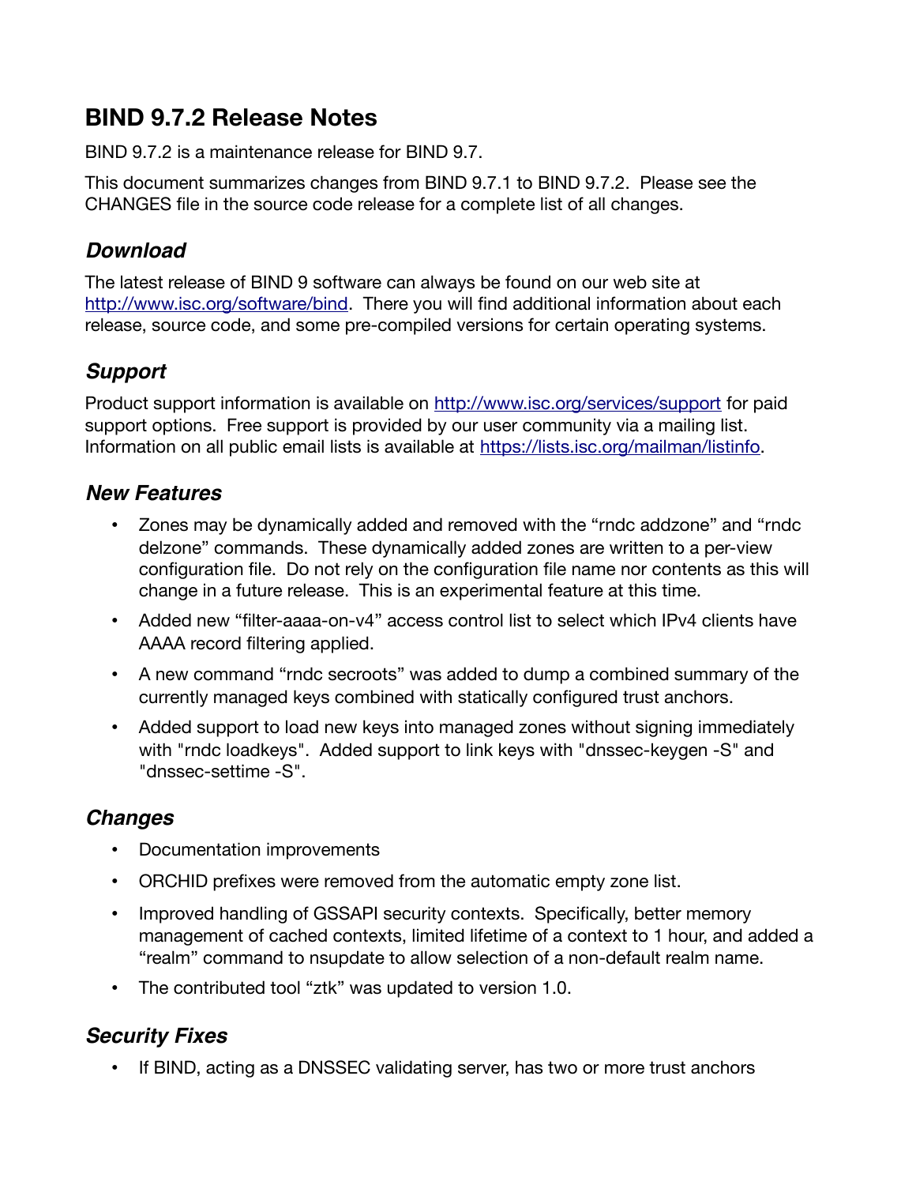# BIND 9.7.2 Release Notes

BIND 9.7.2 is a maintenance release for BIND 9.7.

This document summarizes changes from BIND 9.7.1 to BIND 9.7.2. Please see the CHANGES file in the source code release for a complete list of all changes.

## *Download*

The latest release of BIND 9 software can always be found on our web site at [http://www.isc.org/software/bind](http://www.isc.org/software/bind). There you will find additional information about each release, source code, and some pre-compiled versions for certain operating systems.

## *Support*

Product support information is available on [http://www.isc.org/services/support](http://www.isc.org/services/support) for paid support options. Free support is provided by our user community via a mailing list. Information on all public email lists is available at [https://lists.isc.org/mailman/listinfo](https://lists.isc.org/mailman/listinfo).

## *New Features*

- Zones may be dynamically added and removed with the "rndc addzone" and "rndc delzone" commands. These dynamically added zones are written to a per-view configuration file. Do not rely on the configuration file name nor contents as this will change in a future release. This is an experimental feature at this time.
- Added new "filter-aaaa-on-v4" access control list to select which IPv4 clients have AAAA record filtering applied.
- A new command "rndc secroots" was added to dump a combined summary of the currently managed keys combined with statically configured trust anchors.
- Added support to load new keys into managed zones without signing immediately with "rndc loadkeys". Added support to link keys with "dnssec-keygen -S" and "dnssec-settime -S".

## *Changes*

- Documentation improvements
- ORCHID prefixes were removed from the automatic empty zone list.
- Improved handling of GSSAPI security contexts. Specifically, better memory management of cached contexts, limited lifetime of a context to 1 hour, and added a "realm" command to nsupdate to allow selection of a non-default realm name.
- The contributed tool "ztk" was updated to version 1.0.

## *Security Fixes*

- If BIND, acting as a DNSSEC validating server, has two or more trust anchors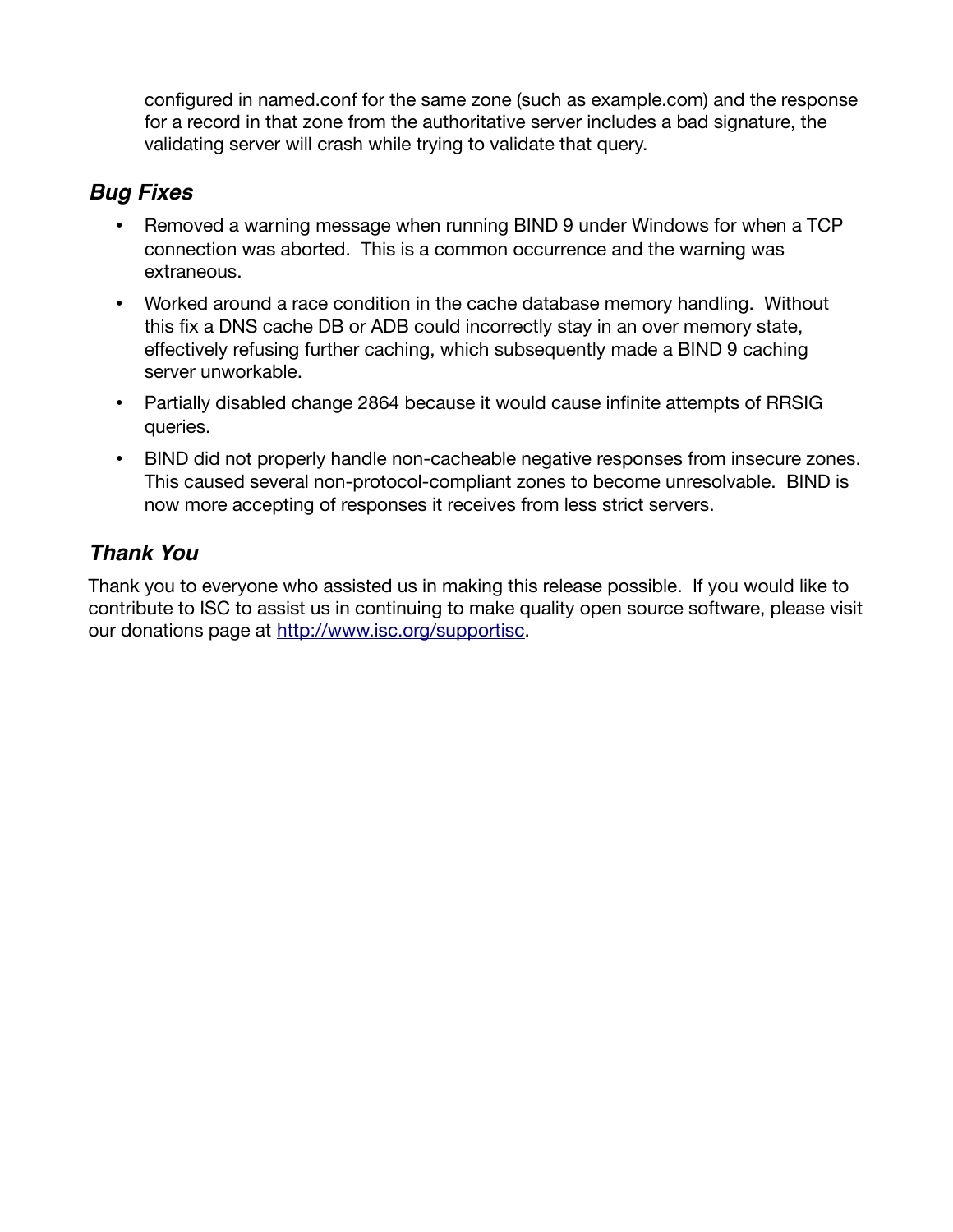configured in named.conf for the same zone (such as example.com) and the response for a record in that zone from the authoritative server includes a bad signature, the validating server will crash while trying to validate that query.

### *Bug Fixes*

- Removed a warning message when running BIND 9 under Windows for when a TCP connection was aborted.  This is a common occurrence and the warning was extraneous.
- Worked around a race condition in the cache database memory handling.  Without this fix a DNS cache DB or ADB could incorrectly stay in an over memory state, effectively refusing further caching, which subsequently made a BIND 9 caching server unworkable.
- Partially disabled change 2864 because it would cause infinite attempts of RRSIG queries.
- BIND did not properly handle non-cacheable negative responses from insecure zones.  This caused several non-protocol-compliant zones to become unresolvable.  BIND is now more accepting of responses it receives from less strict servers.

### *Thank You*

Thank you to everyone who assisted us in making this release possible.  If you would like to contribute to ISC to assist us in continuing to make quality open source software, please visit our donations page at [http://www.isc.org/supportisc](http://www.isc.org/supportisc).